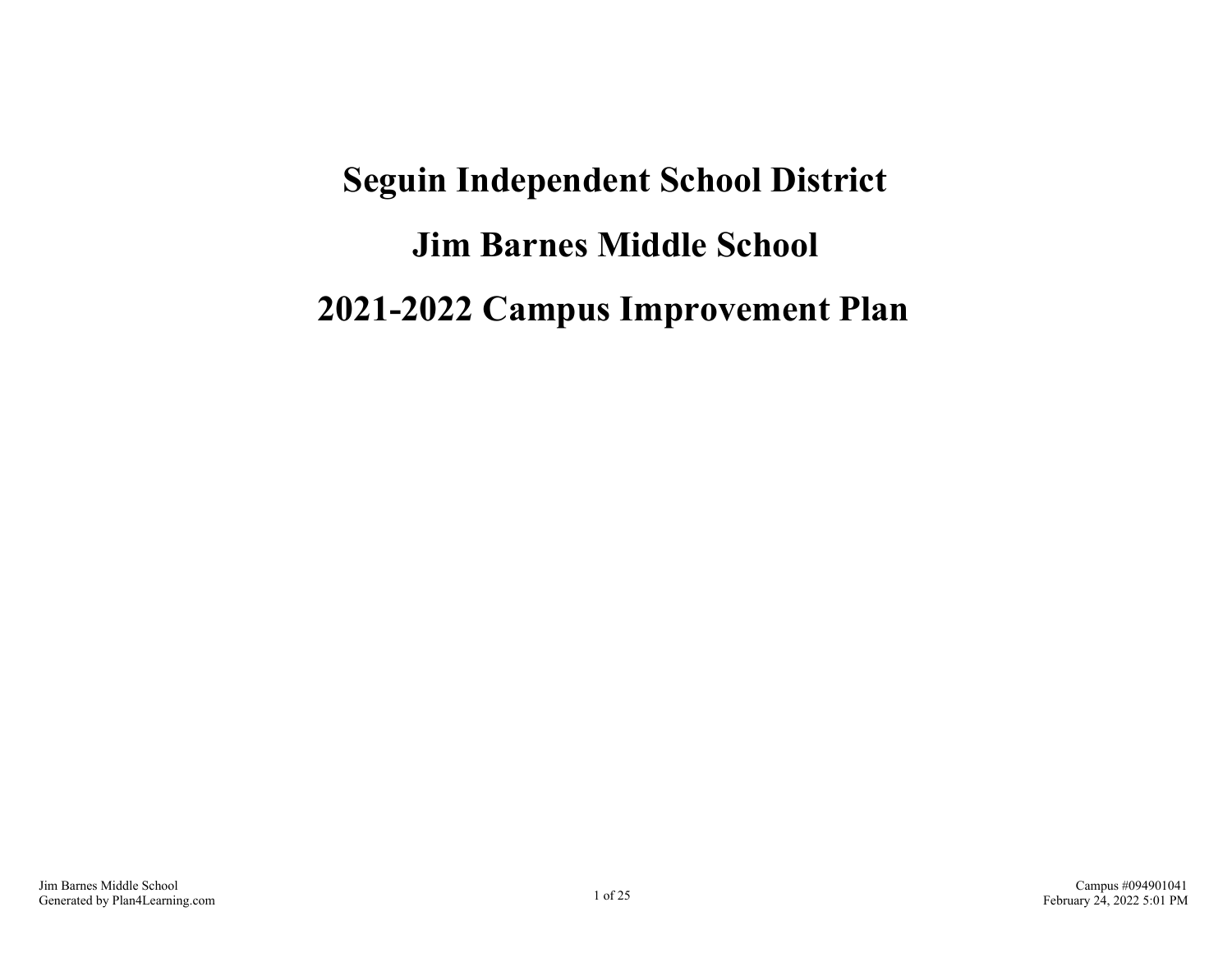# Seguin Independent School District

# Jim Barnes Middle School

# 2021-2022 Campus Improvement Plan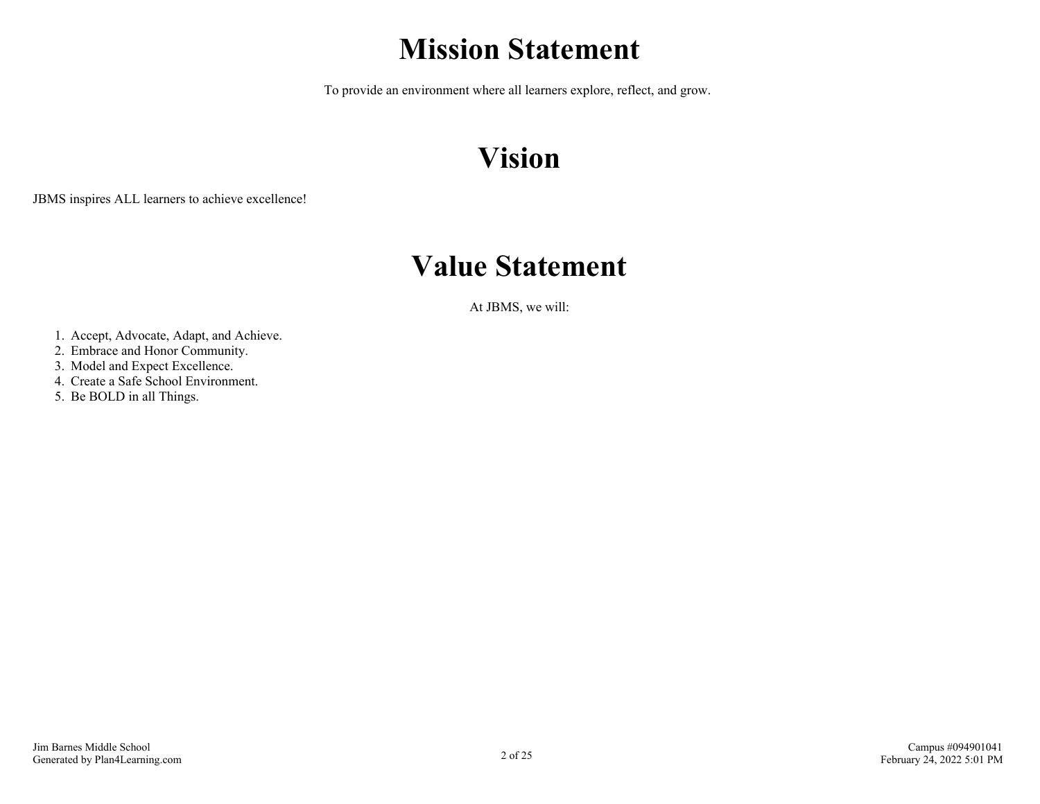# Mission Statement

To provide an environment where all learners explore, reflect, and grow.

# Vision

JBMS inspires ALL learners to achieve excellence!

# Value Statement

At JBMS, we will:

1. Accept, Advocate, Adapt, and Achieve.
2. Embrace and Honor Community.
3. Model and Expect Excellence.
4. Create a Safe School Environment.
5. Be BOLD in all Things.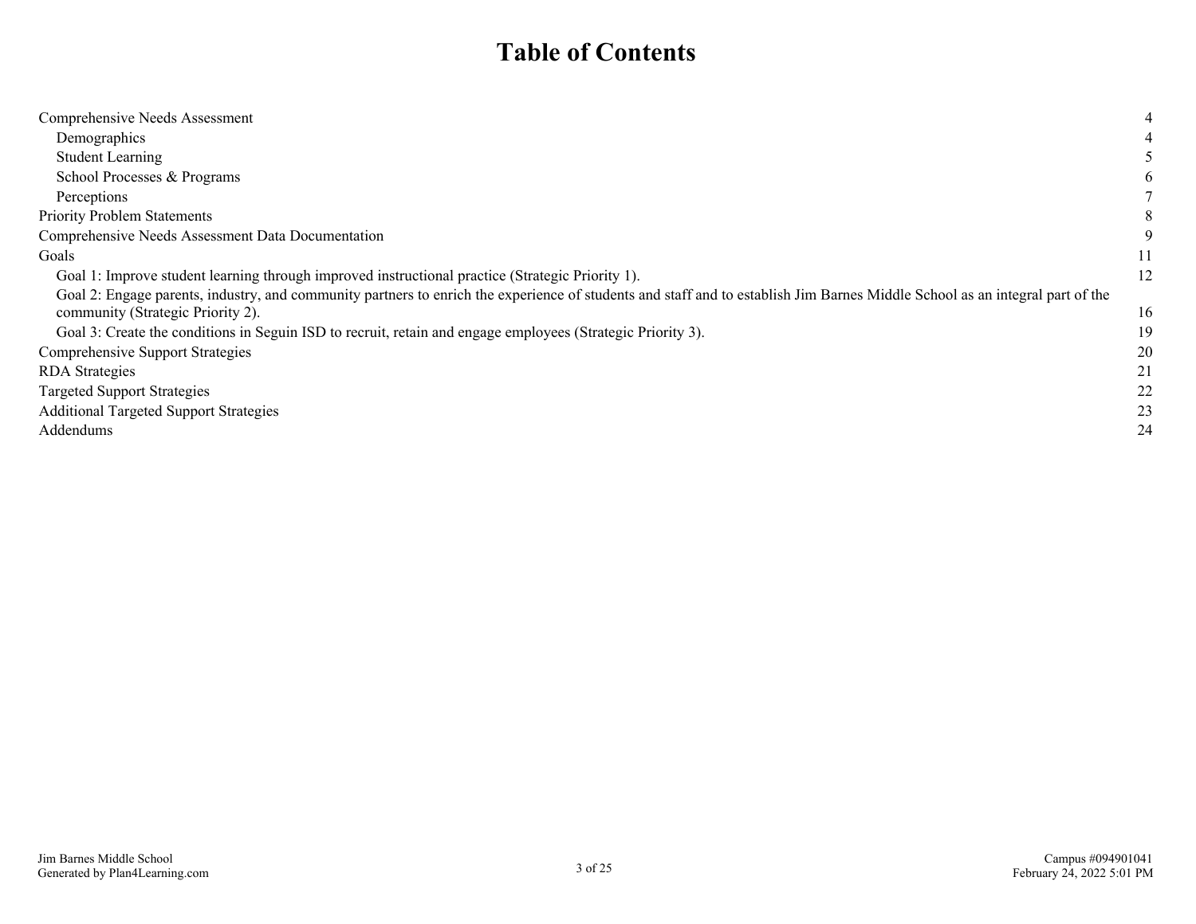# Table of Contents

| | |
|---|---|
| Comprehensive Needs Assessment | 4 |
| Demographics | 4 |
| Student Learning | 5 |
| School Processes & Programs | 6 |
| Perceptions | 7 |
| Priority Problem Statements | 8 |
| Comprehensive Needs Assessment Data Documentation | 9 |
| Goals | 11 |
| Goal 1: Improve student learning through improved instructional practice (Strategic Priority 1). | 12 |
| Goal 2: Engage parents, industry, and community partners to enrich the experience of students and staff and to establish Jim Barnes Middle School as an integral part of the community (Strategic Priority 2). | 16 |
| Goal 3: Create the conditions in Seguin ISD to recruit, retain and engage employees (Strategic Priority 3). | 19 |
| Comprehensive Support Strategies | 20 |
| RDA Strategies | 21 |
| Targeted Support Strategies | 22 |
| Additional Targeted Support Strategies | 23 |
| Addendums | 24 |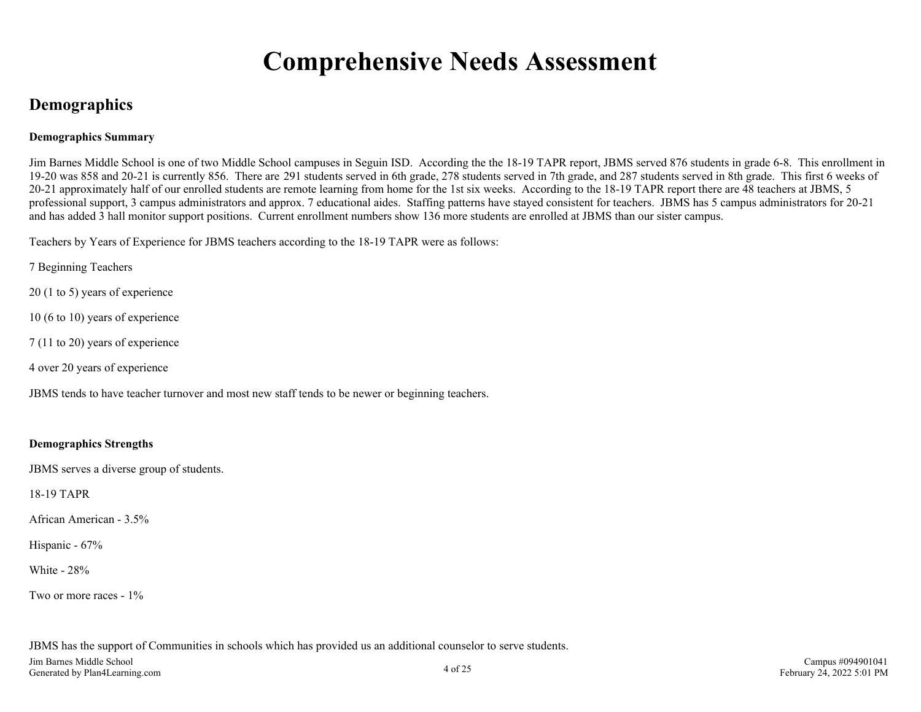# Comprehensive Needs Assessment

## Demographics

### Demographics Summary

Jim Barnes Middle School is one of two Middle School campuses in Seguin ISD. According the the 18-19 TAPR report, JBMS served 876 students in grade 6-8. This enrollment in 19-20 was 858 and 20-21 is currently 856. There are 291 students served in 6th grade, 278 students served in 7th grade, and 287 students served in 8th grade. This first 6 weeks of 20-21 approximately half of our enrolled students are remote learning from home for the 1st six weeks. According to the 18-19 TAPR report there are 48 teachers at JBMS, 5 professional support, 3 campus administrators and approx. 7 educational aides. Staffing patterns have stayed consistent for teachers. JBMS has 5 campus administrators for 20-21 and has added 3 hall monitor support positions. Current enrollment numbers show 136 more students are enrolled at JBMS than our sister campus.

Teachers by Years of Experience for JBMS teachers according to the 18-19 TAPR were as follows:

7 Beginning Teachers

20 (1 to 5) years of experience

10 (6 to 10) years of experience

7 (11 to 20) years of experience

4 over 20 years of experience

JBMS tends to have teacher turnover and most new staff tends to be newer or beginning teachers.

### Demographics Strengths

JBMS serves a diverse group of students.

18-19 TAPR

African American - 3.5%

Hispanic - 67%

White - 28%

Two or more races - 1%

JBMS has the support of Communities in schools which has provided us an additional counselor to serve students.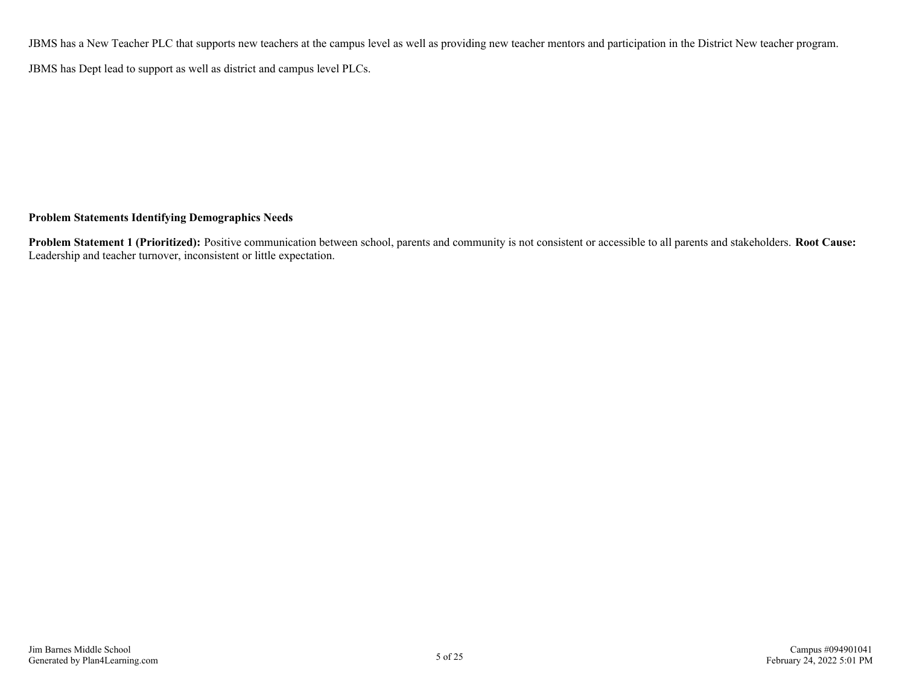JBMS has a New Teacher PLC that supports new teachers at the campus level as well as providing new teacher mentors and participation in the District New teacher program.

JBMS has Dept lead to support as well as district and campus level PLCs.

**Problem Statements Identifying Demographics Needs**

**Problem Statement 1 (Prioritized):** Positive communication between school, parents and community is not consistent or accessible to all parents and stakeholders. **Root Cause:** Leadership and teacher turnover, inconsistent or little expectation.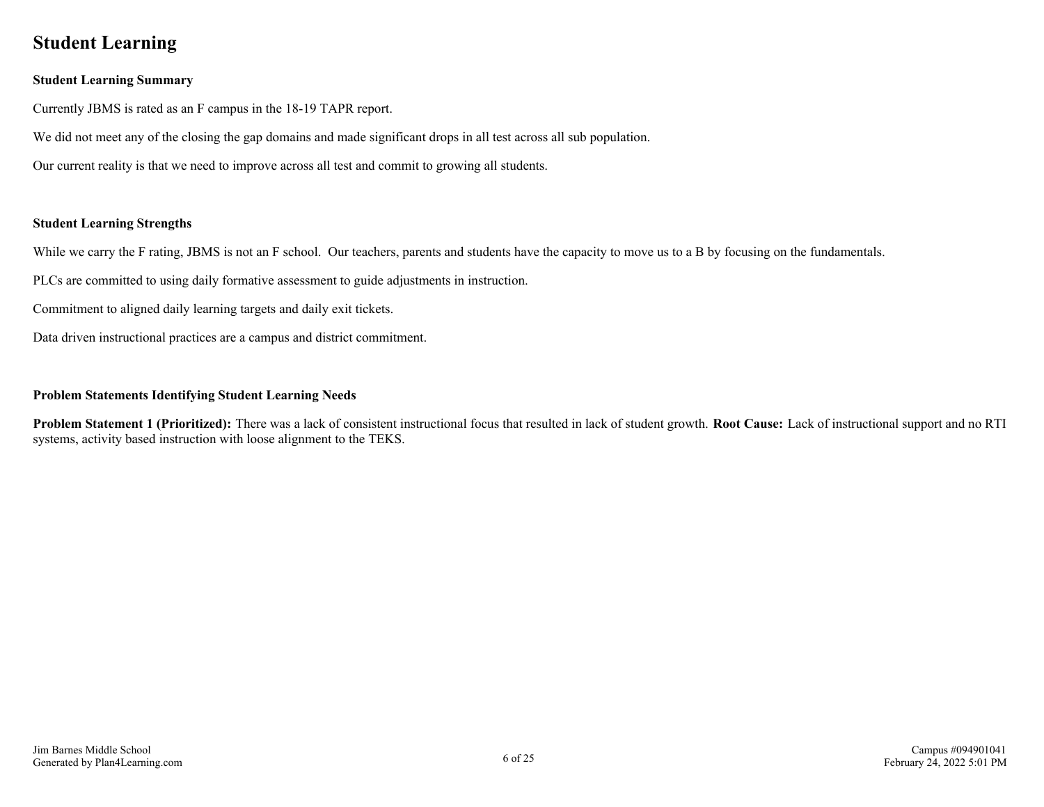# Student Learning

### Student Learning Summary

Currently JBMS is rated as an F campus in the 18-19 TAPR report.

We did not meet any of the closing the gap domains and made significant drops in all test across all sub population.

Our current reality is that we need to improve across all test and commit to growing all students.

### Student Learning Strengths

While we carry the F rating, JBMS is not an F school.  Our teachers, parents and students have the capacity to move us to a B by focusing on the fundamentals.

PLCs are committed to using daily formative assessment to guide adjustments in instruction.

Commitment to aligned daily learning targets and daily exit tickets.

Data driven instructional practices are a campus and district commitment.

### Problem Statements Identifying Student Learning Needs

**Problem Statement 1 (Prioritized):** There was a lack of consistent instructional focus that resulted in lack of student growth. **Root Cause:** Lack of instructional support and no RTI systems, activity based instruction with loose alignment to the TEKS.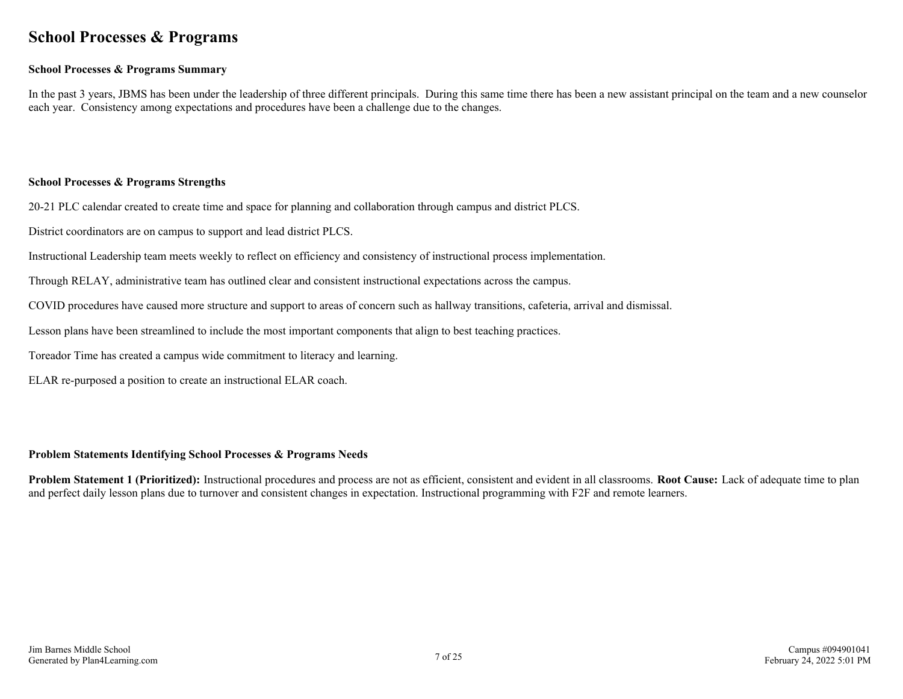# School Processes & Programs

### School Processes & Programs Summary

In the past 3 years, JBMS has been under the leadership of three different principals. During this same time there has been a new assistant principal on the team and a new counselor each year. Consistency among expectations and procedures have been a challenge due to the changes.

### School Processes & Programs Strengths

20-21 PLC calendar created to create time and space for planning and collaboration through campus and district PLCS.

District coordinators are on campus to support and lead district PLCS.

Instructional Leadership team meets weekly to reflect on efficiency and consistency of instructional process implementation.

Through RELAY, administrative team has outlined clear and consistent instructional expectations across the campus.

COVID procedures have caused more structure and support to areas of concern such as hallway transitions, cafeteria, arrival and dismissal.

Lesson plans have been streamlined to include the most important components that align to best teaching practices.

Toreador Time has created a campus wide commitment to literacy and learning.

ELAR re-purposed a position to create an instructional ELAR coach.

### Problem Statements Identifying School Processes & Programs Needs

**Problem Statement 1 (Prioritized):** Instructional procedures and process are not as efficient, consistent and evident in all classrooms. **Root Cause:** Lack of adequate time to plan and perfect daily lesson plans due to turnover and consistent changes in expectation. Instructional programming with F2F and remote learners.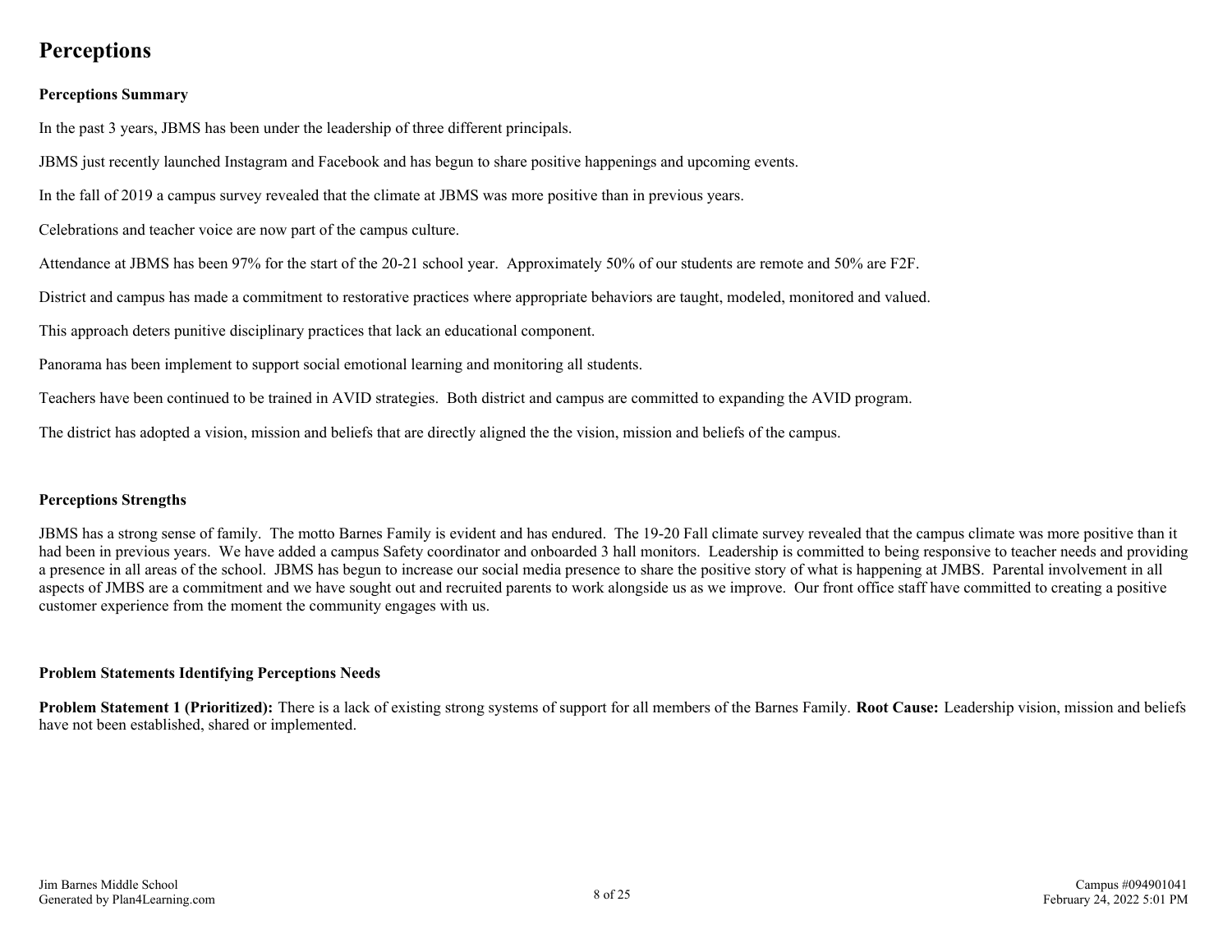# Perceptions

**Perceptions Summary**

In the past 3 years, JBMS has been under the leadership of three different principals.

JBMS just recently launched Instagram and Facebook and has begun to share positive happenings and upcoming events.

In the fall of 2019 a campus survey revealed that the climate at JBMS was more positive than in previous years.

Celebrations and teacher voice are now part of the campus culture.

Attendance at JBMS has been 97% for the start of the 20-21 school year. Approximately 50% of our students are remote and 50% are F2F.

District and campus has made a commitment to restorative practices where appropriate behaviors are taught, modeled, monitored and valued.

This approach deters punitive disciplinary practices that lack an educational component.

Panorama has been implement to support social emotional learning and monitoring all students.

Teachers have been continued to be trained in AVID strategies. Both district and campus are committed to expanding the AVID program.

The district has adopted a vision, mission and beliefs that are directly aligned the the vision, mission and beliefs of the campus.

**Perceptions Strengths**

JBMS has a strong sense of family. The motto Barnes Family is evident and has endured. The 19-20 Fall climate survey revealed that the campus climate was more positive than it had been in previous years. We have added a campus Safety coordinator and onboarded 3 hall monitors. Leadership is committed to being responsive to teacher needs and providing a presence in all areas of the school. JBMS has begun to increase our social media presence to share the positive story of what is happening at JMBS. Parental involvement in all aspects of JMBS are a commitment and we have sought out and recruited parents to work alongside us as we improve. Our front office staff have committed to creating a positive customer experience from the moment the community engages with us.

**Problem Statements Identifying Perceptions Needs**

**Problem Statement 1 (Prioritized):** There is a lack of existing strong systems of support for all members of the Barnes Family. **Root Cause:** Leadership vision, mission and beliefs have not been established, shared or implemented.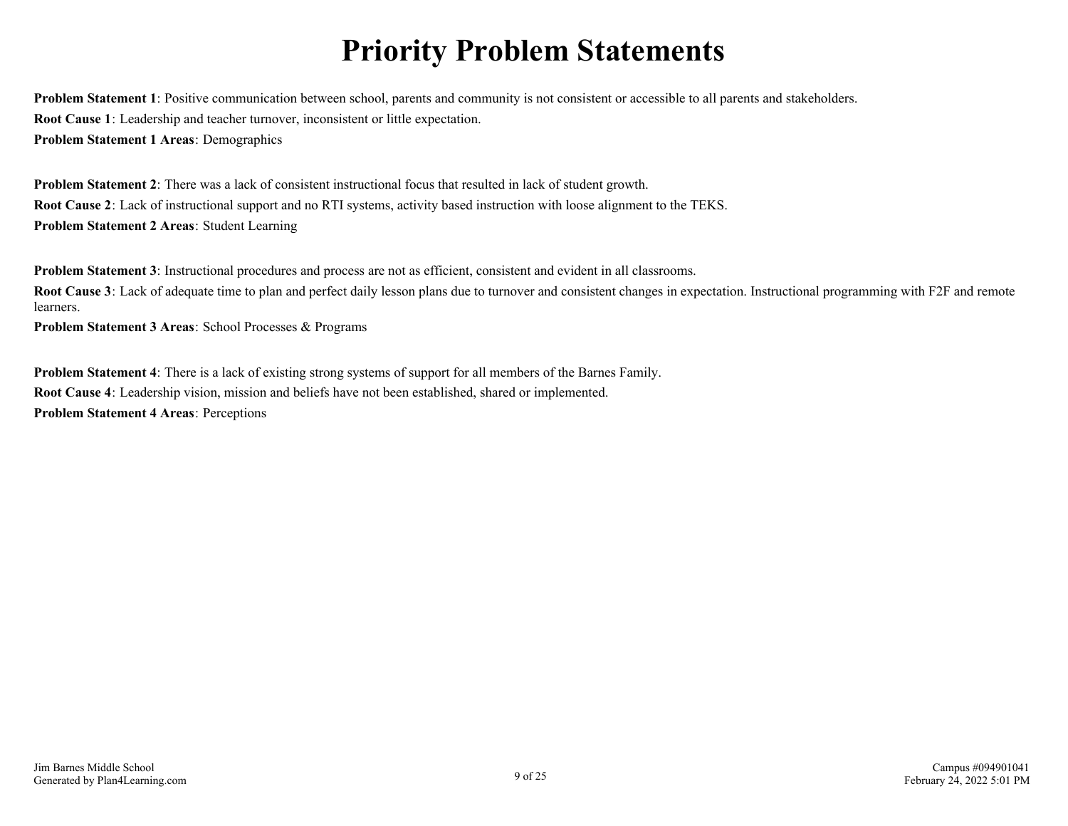# Priority Problem Statements

**Problem Statement 1**: Positive communication between school, parents and community is not consistent or accessible to all parents and stakeholders.

**Root Cause 1**: Leadership and teacher turnover, inconsistent or little expectation.

**Problem Statement 1 Areas**: Demographics

**Problem Statement 2**: There was a lack of consistent instructional focus that resulted in lack of student growth.

**Root Cause 2**: Lack of instructional support and no RTI systems, activity based instruction with loose alignment to the TEKS.

**Problem Statement 2 Areas**: Student Learning

**Problem Statement 3**: Instructional procedures and process are not as efficient, consistent and evident in all classrooms.

**Root Cause 3**: Lack of adequate time to plan and perfect daily lesson plans due to turnover and consistent changes in expectation. Instructional programming with F2F and remote learners.

**Problem Statement 3 Areas**: School Processes & Programs

**Problem Statement 4**: There is a lack of existing strong systems of support for all members of the Barnes Family.

**Root Cause 4**: Leadership vision, mission and beliefs have not been established, shared or implemented.

**Problem Statement 4 Areas**: Perceptions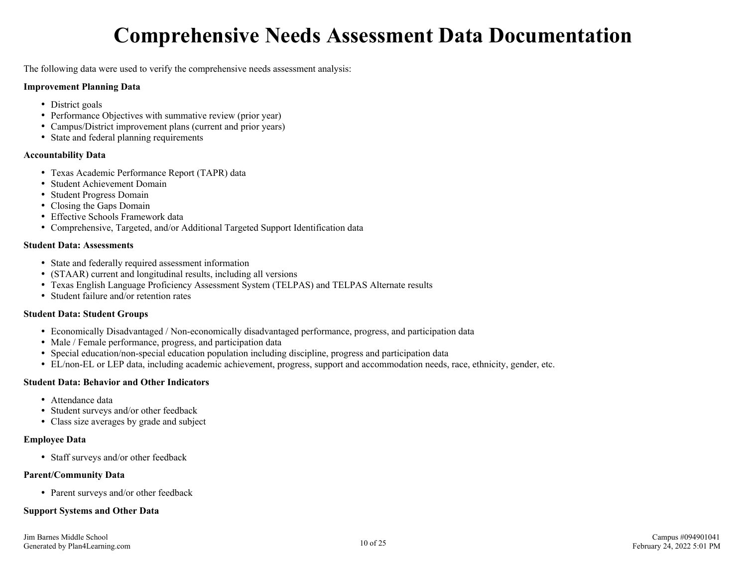# Comprehensive Needs Assessment Data Documentation

The following data were used to verify the comprehensive needs assessment analysis:

**Improvement Planning Data**

- District goals
- Performance Objectives with summative review (prior year)
- Campus/District improvement plans (current and prior years)
- State and federal planning requirements

**Accountability Data**

- Texas Academic Performance Report (TAPR) data
- Student Achievement Domain
- Student Progress Domain
- Closing the Gaps Domain
- Effective Schools Framework data
- Comprehensive, Targeted, and/or Additional Targeted Support Identification data

**Student Data: Assessments**

- State and federally required assessment information
- (STAAR) current and longitudinal results, including all versions
- Texas English Language Proficiency Assessment System (TELPAS) and TELPAS Alternate results
- Student failure and/or retention rates

**Student Data: Student Groups**

- Economically Disadvantaged / Non-economically disadvantaged performance, progress, and participation data
- Male / Female performance, progress, and participation data
- Special education/non-special education population including discipline, progress and participation data
- EL/non-EL or LEP data, including academic achievement, progress, support and accommodation needs, race, ethnicity, gender, etc.

**Student Data: Behavior and Other Indicators**

- Attendance data
- Student surveys and/or other feedback
- Class size averages by grade and subject

**Employee Data**

- Staff surveys and/or other feedback

**Parent/Community Data**

- Parent surveys and/or other feedback

**Support Systems and Other Data**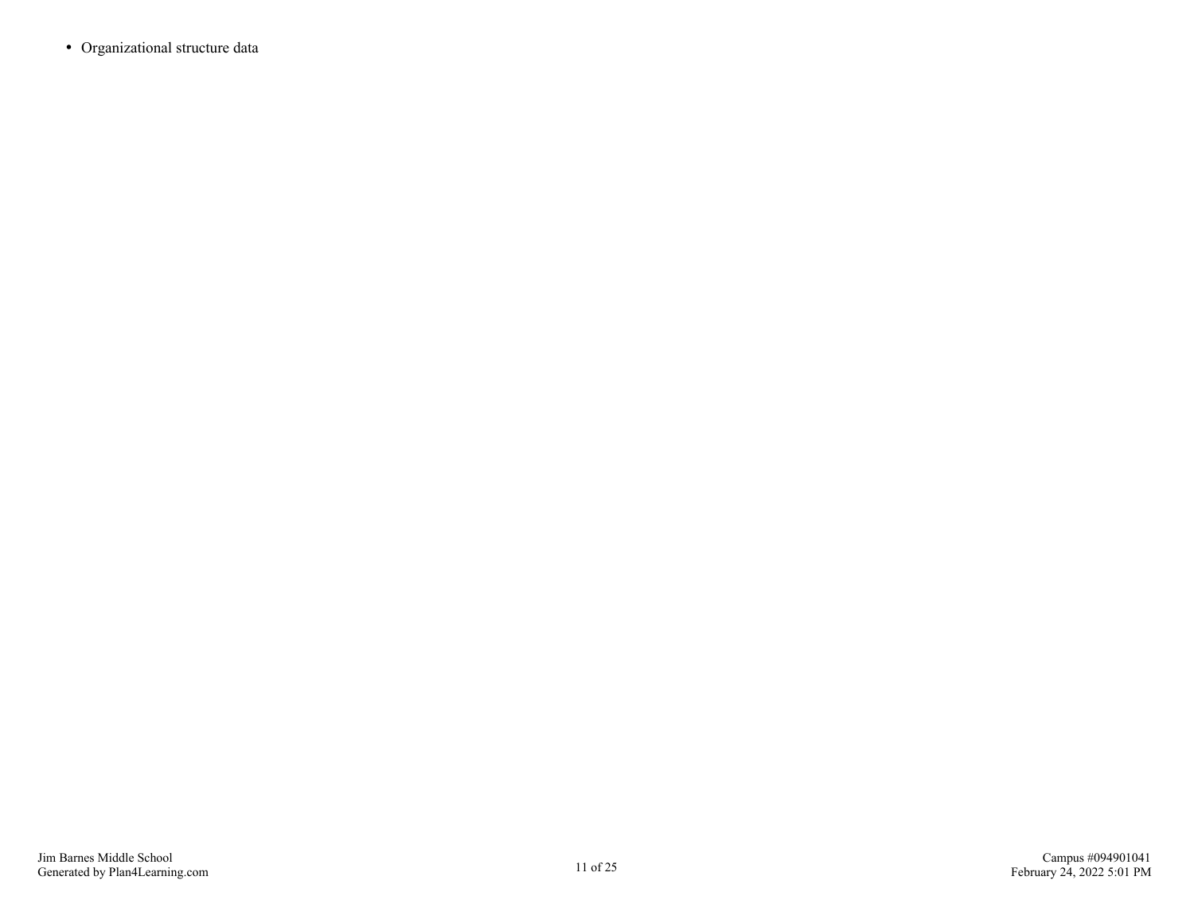- Organizational structure data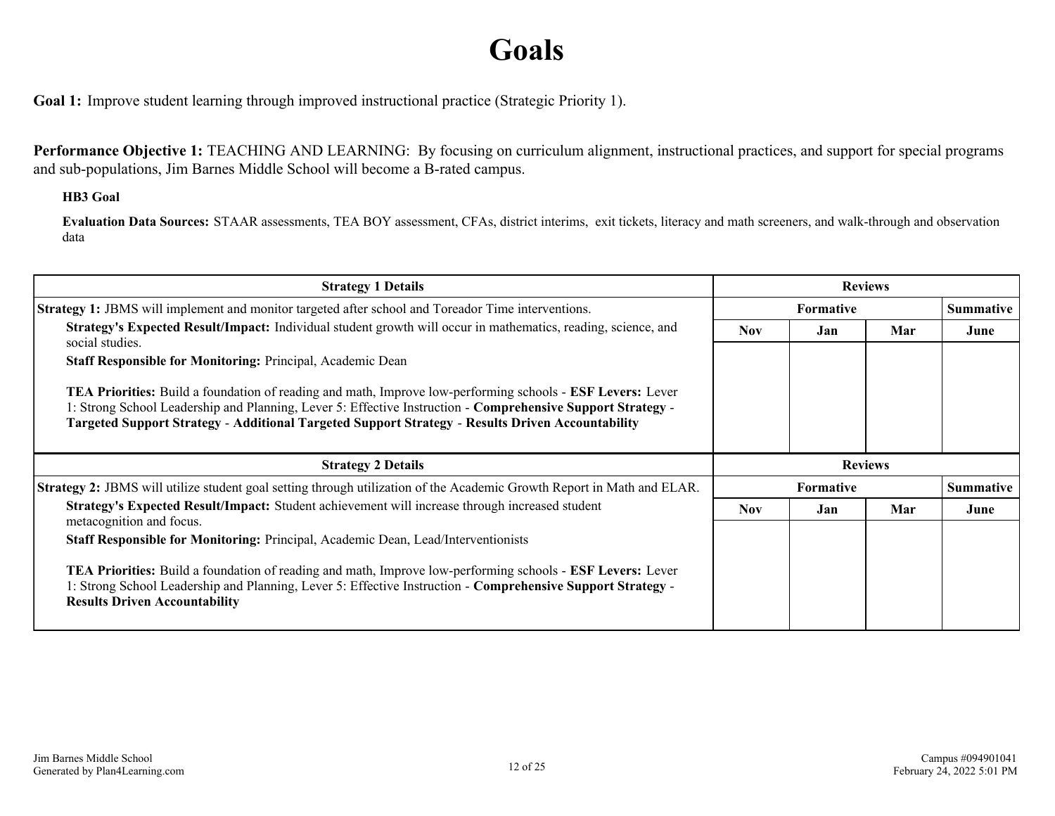# Goals

**Goal 1:** Improve student learning through improved instructional practice (Strategic Priority 1).

**Performance Objective 1:** TEACHING AND LEARNING: By focusing on curriculum alignment, instructional practices, and support for special programs and sub-populations, Jim Barnes Middle School will become a B-rated campus.

**HB3 Goal**

**Evaluation Data Sources:** STAAR assessments, TEA BOY assessment, CFAs, district interims, exit tickets, literacy and math screeners, and walk-through and observation data

| Strategy 1 Details | Reviews | | | |
|---|---|---|---|---|
| **Strategy 1:** JBMS will implement and monitor targeted after school and Toreador Time interventions. | Formative | | | Summative |
| **Strategy's Expected Result/Impact:** Individual student growth will occur in mathematics, reading, science, and social studies.<br>**Staff Responsible for Monitoring:** Principal, Academic Dean<br><br>**TEA Priorities:** Build a foundation of reading and math, Improve low-performing schools - **ESF Levers:** Lever 1: Strong School Leadership and Planning, Lever 5: Effective Instruction - **Comprehensive Support Strategy** - **Targeted Support Strategy** - **Additional Targeted Support Strategy** - **Results Driven Accountability** | Nov | Jan | Mar | June |
| | | | | |

| Strategy 2 Details | Reviews | | | |
|---|---|---|---|---|
| **Strategy 2:** JBMS will utilize student goal setting through utilization of the Academic Growth Report in Math and ELAR. | Formative | | | Summative |
| **Strategy's Expected Result/Impact:** Student achievement will increase through increased student metacognition and focus.<br>**Staff Responsible for Monitoring:** Principal, Academic Dean, Lead/Interventionists<br><br>**TEA Priorities:** Build a foundation of reading and math, Improve low-performing schools - **ESF Levers:** Lever 1: Strong School Leadership and Planning, Lever 5: Effective Instruction - **Comprehensive Support Strategy** - **Results Driven Accountability** | Nov | Jan | Mar | June |
| | | | | |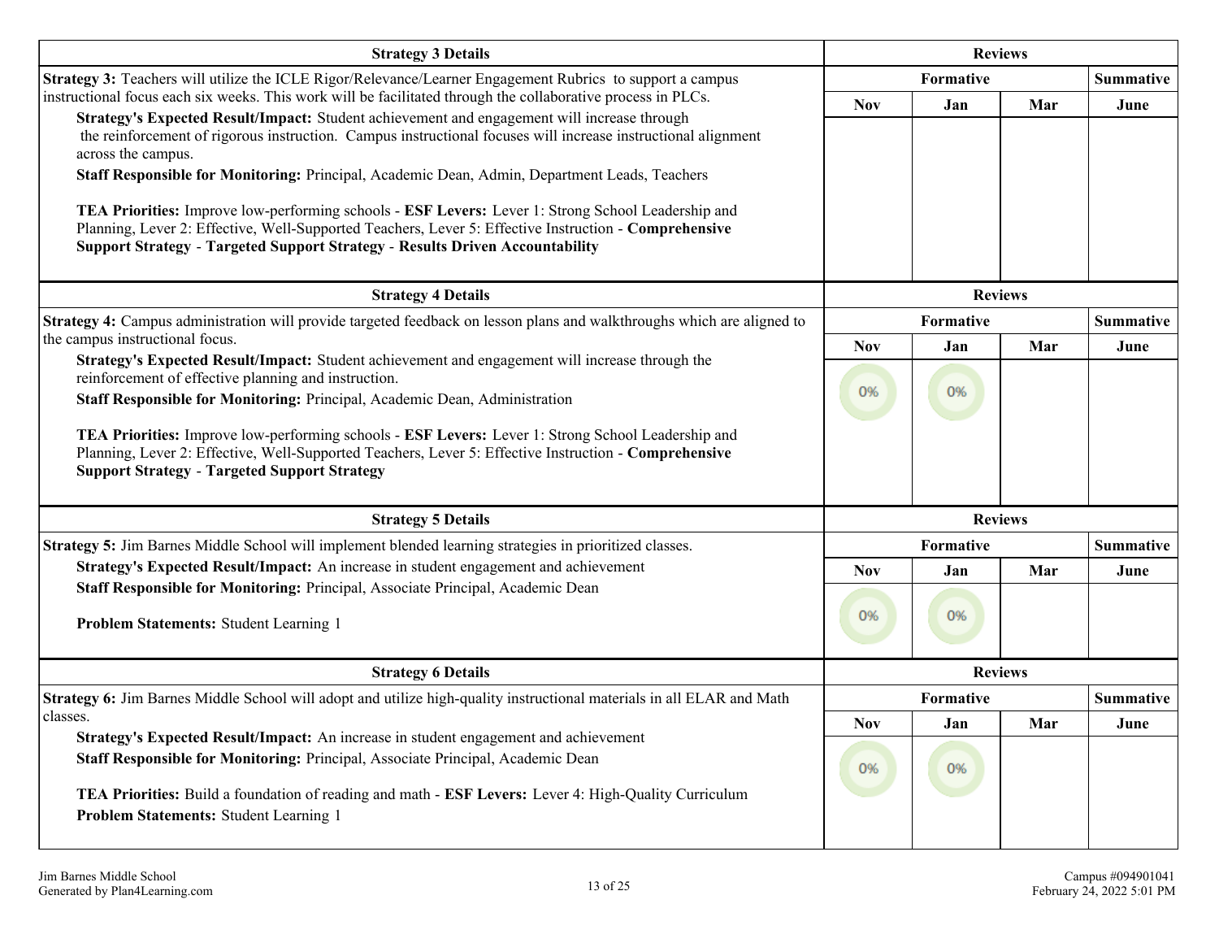| Strategy 3 Details | Reviews | | | |
|---|---|---|---|---|
| **Strategy 3:** Teachers will utilize the ICLE Rigor/Relevance/Learner Engagement Rubrics to support a campus instructional focus each six weeks. This work will be facilitated through the collaborative process in PLCs.<br>**Strategy's Expected Result/Impact:** Student achievement and engagement will increase through the reinforcement of rigorous instruction. Campus instructional focuses will increase instructional alignment across the campus.<br>**Staff Responsible for Monitoring:** Principal, Academic Dean, Admin, Department Leads, Teachers<br><br>**TEA Priorities:** Improve low-performing schools - **ESF Levers:** Lever 1: Strong School Leadership and Planning, Lever 2: Effective, Well-Supported Teachers, Lever 5: Effective Instruction - **Comprehensive Support Strategy** - **Targeted Support Strategy** - **Results Driven Accountability** | **Formative** | | | **Summative** |
| | **Nov** | **Jan** | **Mar** | **June** |
| | | | | |

| Strategy 4 Details | Reviews | | | |
|---|---|---|---|---|
| **Strategy 4:** Campus administration will provide targeted feedback on lesson plans and walkthroughs which are aligned to the campus instructional focus.<br>**Strategy's Expected Result/Impact:** Student achievement and engagement will increase through the reinforcement of effective planning and instruction.<br>**Staff Responsible for Monitoring:** Principal, Academic Dean, Administration<br><br>**TEA Priorities:** Improve low-performing schools - **ESF Levers:** Lever 1: Strong School Leadership and Planning, Lever 2: Effective, Well-Supported Teachers, Lever 5: Effective Instruction - **Comprehensive Support Strategy** - **Targeted Support Strategy** | **Formative** | | | **Summative** |
| | **Nov** | **Jan** | **Mar** | **June** |
| | 0% | 0% | | |

| Strategy 5 Details | Reviews | | | |
|---|---|---|---|---|
| **Strategy 5:** Jim Barnes Middle School will implement blended learning strategies in prioritized classes.<br>**Strategy's Expected Result/Impact:** An increase in student engagement and achievement<br>**Staff Responsible for Monitoring:** Principal, Associate Principal, Academic Dean<br><br>**Problem Statements:** Student Learning 1 | **Formative** | | | **Summative** |
| | **Nov** | **Jan** | **Mar** | **June** |
| | 0% | 0% | | |

| Strategy 6 Details | Reviews | | | |
|---|---|---|---|---|
| **Strategy 6:** Jim Barnes Middle School will adopt and utilize high-quality instructional materials in all ELAR and Math classes.<br>**Strategy's Expected Result/Impact:** An increase in student engagement and achievement<br>**Staff Responsible for Monitoring:** Principal, Associate Principal, Academic Dean<br><br>**TEA Priorities:** Build a foundation of reading and math - **ESF Levers:** Lever 4: High-Quality Curriculum<br>**Problem Statements:** Student Learning 1 | **Formative** | | | **Summative** |
| | **Nov** | **Jan** | **Mar** | **June** |
| | 0% | 0% | | |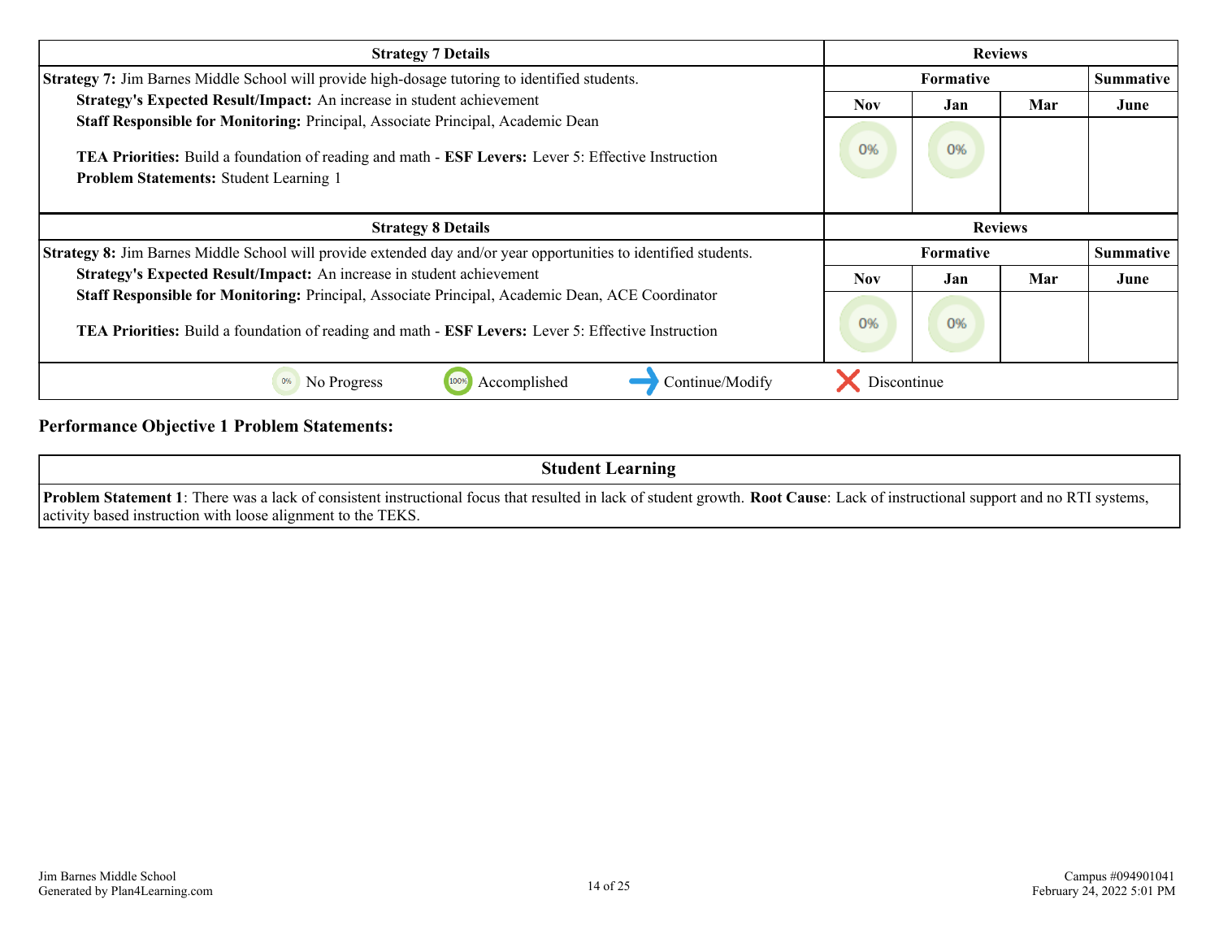| Strategy 7 Details | Reviews | | | |
|---|---|---|---|---|
| | Formative | | | Summative |
| **Strategy 7:** Jim Barnes Middle School will provide high-dosage tutoring to identified students.<br>**Strategy's Expected Result/Impact:** An increase in student achievement<br>**Staff Responsible for Monitoring:** Principal, Associate Principal, Academic Dean<br><br>**TEA Priorities:** Build a foundation of reading and math - **ESF Levers:** Lever 5: Effective Instruction<br>**Problem Statements:** Student Learning 1 | Nov | Jan | Mar | June |
| | 0% | 0% | | |

| Strategy 8 Details | Reviews | | | |
|---|---|---|---|---|
| | Formative | | | Summative |
| **Strategy 8:** Jim Barnes Middle School will provide extended day and/or year opportunities to identified students.<br>**Strategy's Expected Result/Impact:** An increase in student achievement<br>**Staff Responsible for Monitoring:** Principal, Associate Principal, Academic Dean, ACE Coordinator<br><br>**TEA Priorities:** Build a foundation of reading and math - **ESF Levers:** Lever 5: Effective Instruction | Nov | Jan | Mar | June |
| | 0% | 0% | | |

0% No Progress | 100% Accomplished | Continue/Modify | Discontinue

## Performance Objective 1 Problem Statements:

| Student Learning |
|---|
| **Problem Statement 1**: There was a lack of consistent instructional focus that resulted in lack of student growth. **Root Cause**: Lack of instructional support and no RTI systems, activity based instruction with loose alignment to the TEKS. |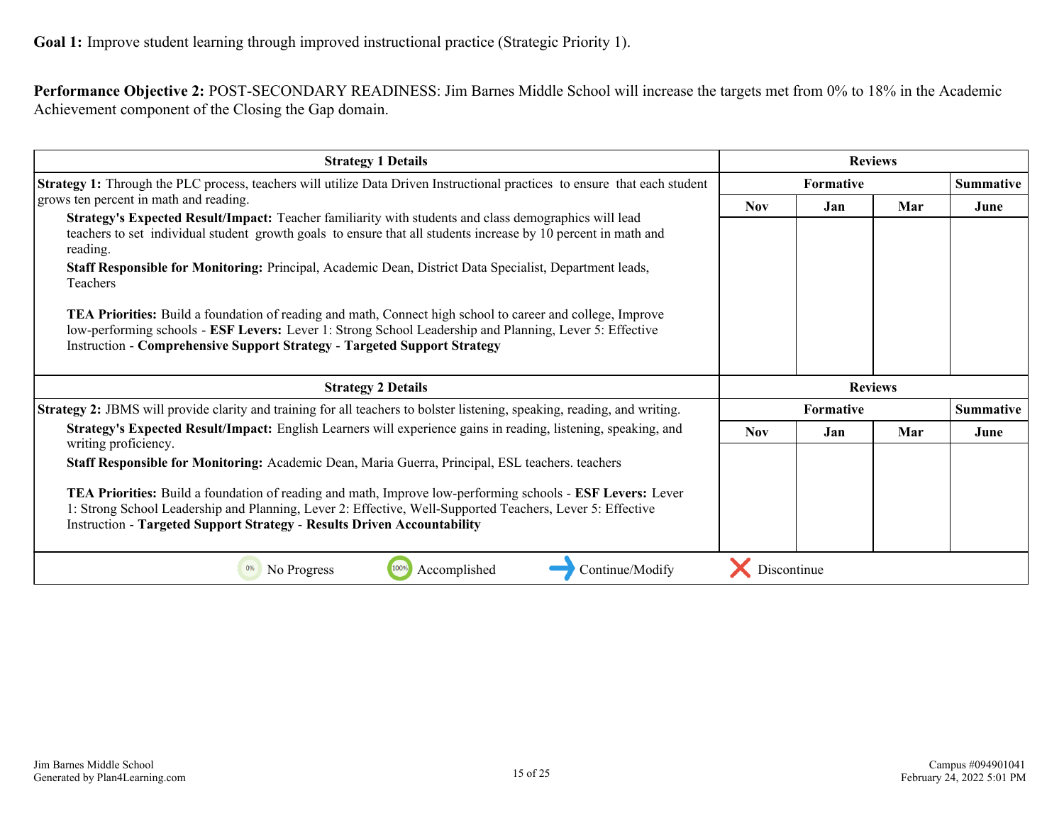**Goal 1:** Improve student learning through improved instructional practice (Strategic Priority 1).

**Performance Objective 2:** POST-SECONDARY READINESS: Jim Barnes Middle School will increase the targets met from 0% to 18% in the Academic Achievement component of the Closing the Gap domain.

| Strategy 1 Details | Reviews | | | |
|---|---|---|---|---|
| | Formative | | | Summative |
| | Nov | Jan | Mar | June |
| **Strategy 1:** Through the PLC process, teachers will utilize Data Driven Instructional practices to ensure that each student grows ten percent in math and reading.<br>**Strategy's Expected Result/Impact:** Teacher familiarity with students and class demographics will lead teachers to set individual student growth goals to ensure that all students increase by 10 percent in math and reading.<br>**Staff Responsible for Monitoring:** Principal, Academic Dean, District Data Specialist, Department leads, Teachers<br><br>**TEA Priorities:** Build a foundation of reading and math, Connect high school to career and college, Improve low-performing schools - **ESF Levers:** Lever 1: Strong School Leadership and Planning, Lever 5: Effective Instruction - **Comprehensive Support Strategy** - **Targeted Support Strategy** | | | | |

| Strategy 2 Details | Reviews | | | |
|---|---|---|---|---|
| | Formative | | | Summative |
| | Nov | Jan | Mar | June |
| **Strategy 2:** JBMS will provide clarity and training for all teachers to bolster listening, speaking, reading, and writing.<br>**Strategy's Expected Result/Impact:** English Learners will experience gains in reading, listening, speaking, and writing proficiency.<br>**Staff Responsible for Monitoring:** Academic Dean, Maria Guerra, Principal, ESL teachers. teachers<br><br>**TEA Priorities:** Build a foundation of reading and math, Improve low-performing schools - **ESF Levers:** Lever 1: Strong School Leadership and Planning, Lever 2: Effective, Well-Supported Teachers, Lever 5: Effective Instruction - **Targeted Support Strategy** - **Results Driven Accountability** | | | | |

0% No Progress | 100% Accomplished | → Continue/Modify | ✕ Discontinue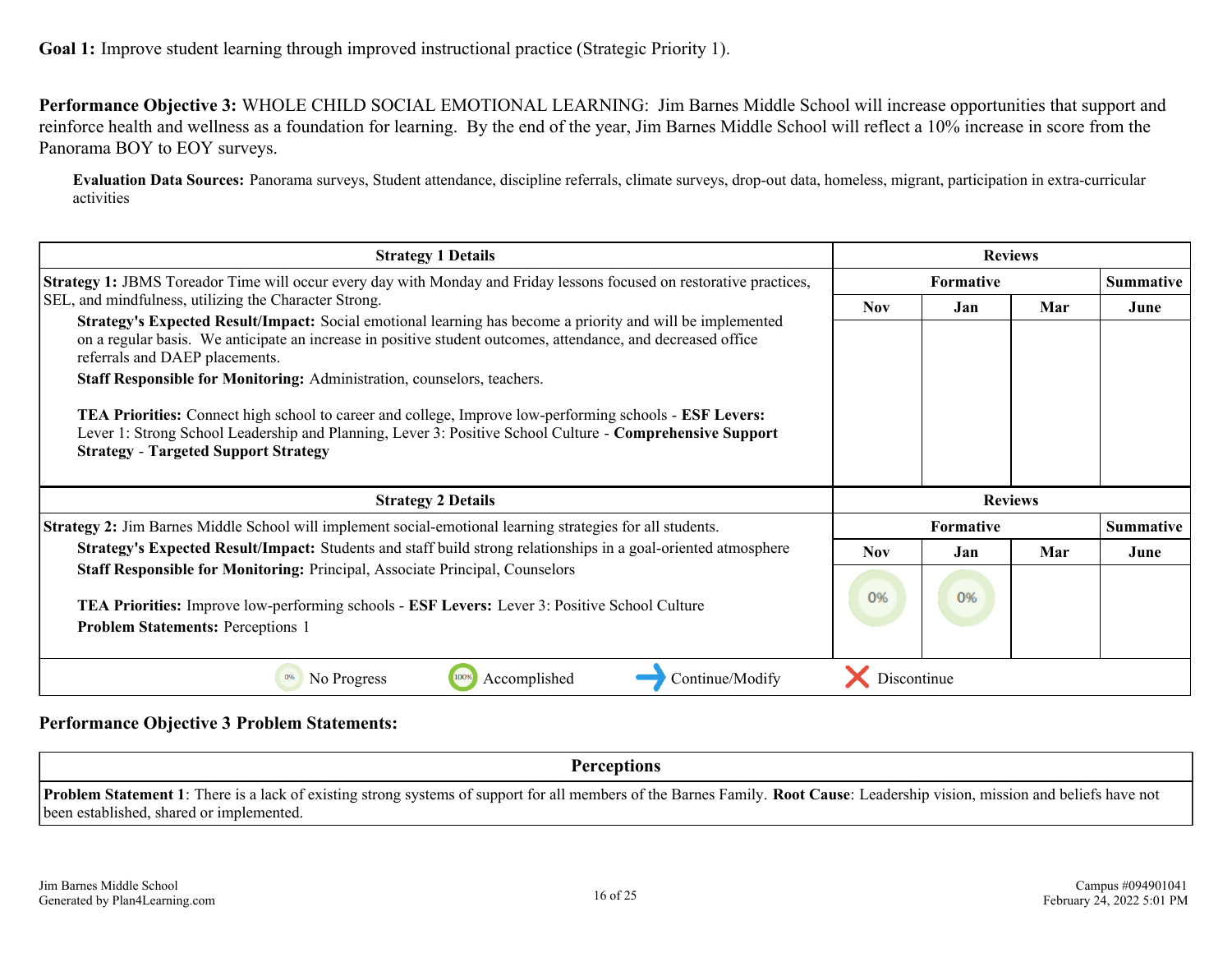**Goal 1:** Improve student learning through improved instructional practice (Strategic Priority 1).

**Performance Objective 3:** WHOLE CHILD SOCIAL EMOTIONAL LEARNING: Jim Barnes Middle School will increase opportunities that support and reinforce health and wellness as a foundation for learning. By the end of the year, Jim Barnes Middle School will reflect a 10% increase in score from the Panorama BOY to EOY surveys.

**Evaluation Data Sources:** Panorama surveys, Student attendance, discipline referrals, climate surveys, drop-out data, homeless, migrant, participation in extra-curricular activities

| Strategy 1 Details | Reviews | | | |
|---|---|---|---|---|
| | Formative | | | Summative |
| | Nov | Jan | Mar | June |
| **Strategy 1:** JBMS Toreador Time will occur every day with Monday and Friday lessons focused on restorative practices, SEL, and mindfulness, utilizing the Character Strong.<br>**Strategy's Expected Result/Impact:** Social emotional learning has become a priority and will be implemented on a regular basis. We anticipate an increase in positive student outcomes, attendance, and decreased office referrals and DAEP placements.<br>**Staff Responsible for Monitoring:** Administration, counselors, teachers.<br><br>**TEA Priorities:** Connect high school to career and college, Improve low-performing schools - **ESF Levers:** Lever 1: Strong School Leadership and Planning, Lever 3: Positive School Culture - **Comprehensive Support Strategy** - **Targeted Support Strategy** | | | | |

| Strategy 2 Details | Reviews | | | |
|---|---|---|---|---|
| | Formative | | | Summative |
| | Nov | Jan | Mar | June |
| **Strategy 2:** Jim Barnes Middle School will implement social-emotional learning strategies for all students.<br>**Strategy's Expected Result/Impact:** Students and staff build strong relationships in a goal-oriented atmosphere<br>**Staff Responsible for Monitoring:** Principal, Associate Principal, Counselors<br><br>**TEA Priorities:** Improve low-performing schools - **ESF Levers:** Lever 3: Positive School Culture<br>**Problem Statements:** Perceptions 1 | 0% | 0% | | |

0% No Progress | 100% Accomplished | → Continue/Modify | ✕ Discontinue

**Performance Objective 3 Problem Statements:**

| Perceptions |
|---|
| **Problem Statement 1**: There is a lack of existing strong systems of support for all members of the Barnes Family. **Root Cause**: Leadership vision, mission and beliefs have not been established, shared or implemented. |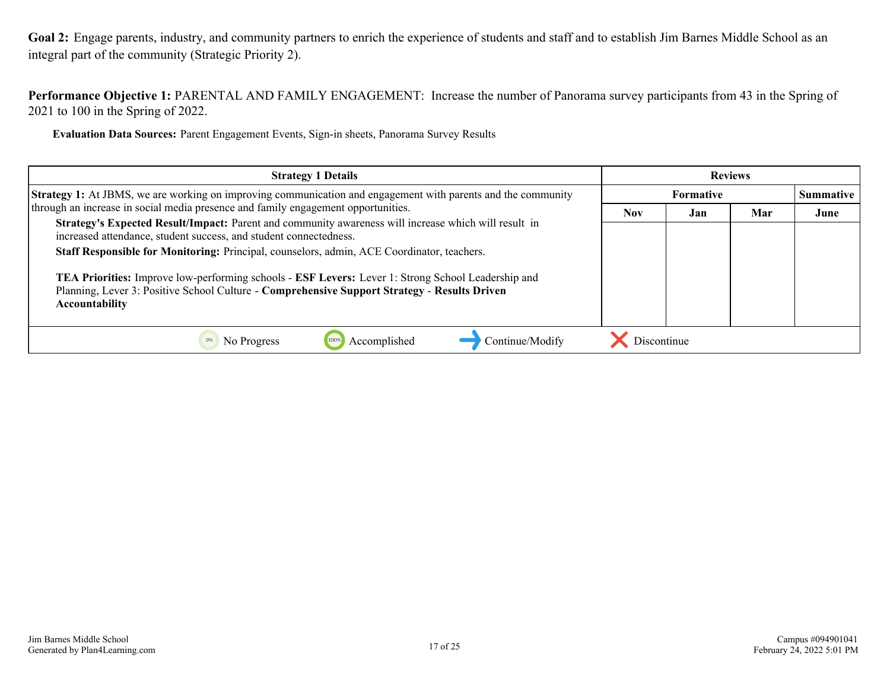**Goal 2:** Engage parents, industry, and community partners to enrich the experience of students and staff and to establish Jim Barnes Middle School as an integral part of the community (Strategic Priority 2).

**Performance Objective 1:** PARENTAL AND FAMILY ENGAGEMENT: Increase the number of Panorama survey participants from 43 in the Spring of 2021 to 100 in the Spring of 2022.

**Evaluation Data Sources:** Parent Engagement Events, Sign-in sheets, Panorama Survey Results

| Strategy 1 Details | Reviews | | | |
|---|---|---|---|---|
| | Formative | | | Summative |
| | Nov | Jan | Mar | June |
| **Strategy 1:** At JBMS, we are working on improving communication and engagement with parents and the community through an increase in social media presence and family engagement opportunities.<br>**Strategy's Expected Result/Impact:** Parent and community awareness will increase which will result in increased attendance, student success, and student connectedness.<br>**Staff Responsible for Monitoring:** Principal, counselors, admin, ACE Coordinator, teachers.<br><br>**TEA Priorities:** Improve low-performing schools - **ESF Levers:** Lever 1: Strong School Leadership and Planning, Lever 3: Positive School Culture - **Comprehensive Support Strategy** - **Results Driven Accountability** | | | | |

No Progress | Accomplished | Continue/Modify | Discontinue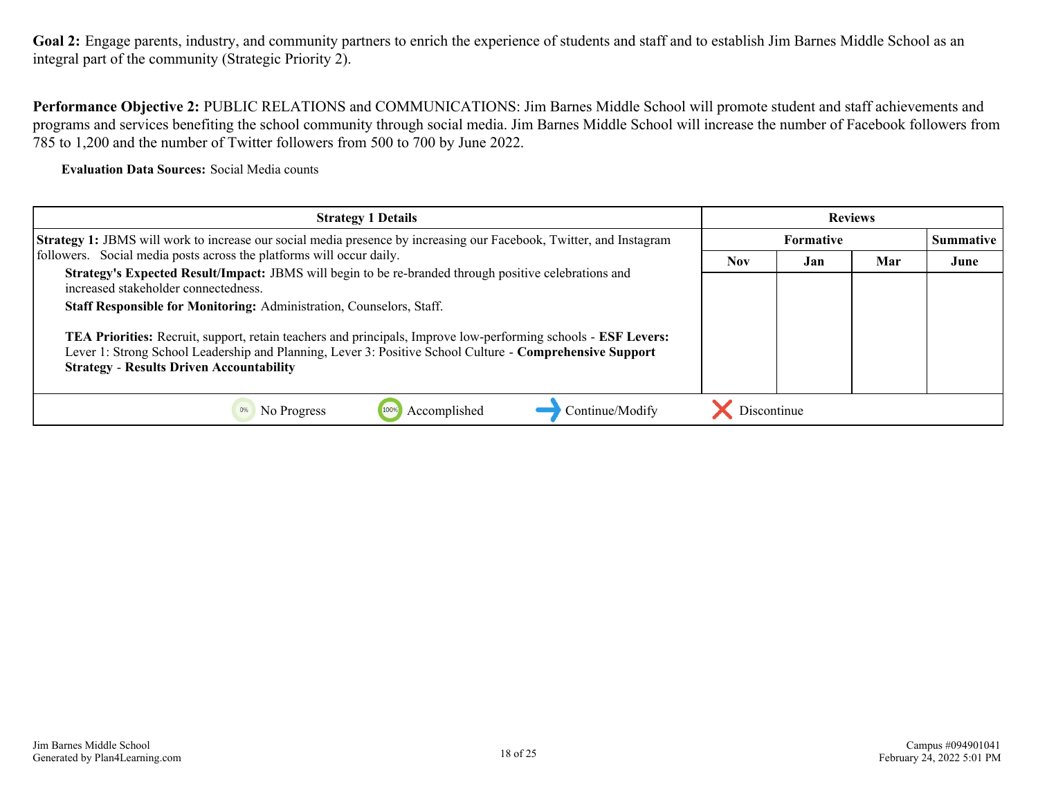**Goal 2:** Engage parents, industry, and community partners to enrich the experience of students and staff and to establish Jim Barnes Middle School as an integral part of the community (Strategic Priority 2).

**Performance Objective 2:** PUBLIC RELATIONS and COMMUNICATIONS: Jim Barnes Middle School will promote student and staff achievements and programs and services benefiting the school community through social media. Jim Barnes Middle School will increase the number of Facebook followers from 785 to 1,200 and the number of Twitter followers from 500 to 700 by June 2022.

**Evaluation Data Sources:** Social Media counts

| Strategy 1 Details | Reviews | | | |
|---|---|---|---|---|
| | Formative | | | Summative |
| | Nov | Jan | Mar | June |
| **Strategy 1:** JBMS will work to increase our social media presence by increasing our Facebook, Twitter, and Instagram followers. Social media posts across the platforms will occur daily.<br>**Strategy's Expected Result/Impact:** JBMS will begin to be re-branded through positive celebrations and increased stakeholder connectedness.<br>**Staff Responsible for Monitoring:** Administration, Counselors, Staff.<br><br>**TEA Priorities:** Recruit, support, retain teachers and principals, Improve low-performing schools - **ESF Levers:** Lever 1: Strong School Leadership and Planning, Lever 3: Positive School Culture - **Comprehensive Support Strategy** - **Results Driven Accountability** | | | | |

0% No Progress | 100% Accomplished | Continue/Modify | Discontinue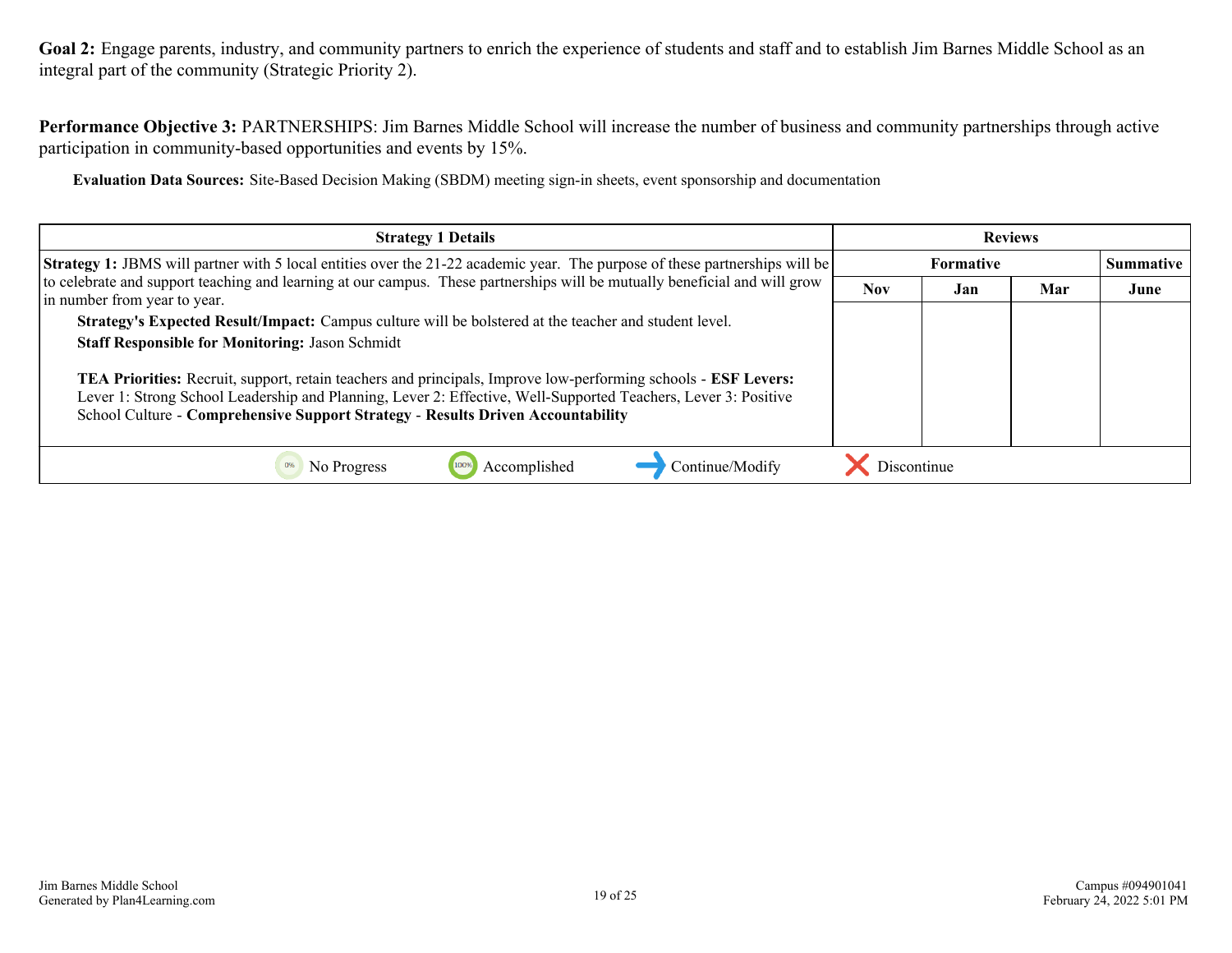**Goal 2:** Engage parents, industry, and community partners to enrich the experience of students and staff and to establish Jim Barnes Middle School as an integral part of the community (Strategic Priority 2).

**Performance Objective 3:** PARTNERSHIPS: Jim Barnes Middle School will increase the number of business and community partnerships through active participation in community-based opportunities and events by 15%.

**Evaluation Data Sources:** Site-Based Decision Making (SBDM) meeting sign-in sheets, event sponsorship and documentation

| Strategy 1 Details | Reviews | | | |
|---|---|---|---|---|
| | Formative | | | Summative |
| | Nov | Jan | Mar | June |
| **Strategy 1:** JBMS will partner with 5 local entities over the 21-22 academic year. The purpose of these partnerships will be to celebrate and support teaching and learning at our campus. These partnerships will be mutually beneficial and will grow in number from year to year.<br>**Strategy's Expected Result/Impact:** Campus culture will be bolstered at the teacher and student level.<br>**Staff Responsible for Monitoring:** Jason Schmidt<br><br>**TEA Priorities:** Recruit, support, retain teachers and principals, Improve low-performing schools - **ESF Levers:** Lever 1: Strong School Leadership and Planning, Lever 2: Effective, Well-Supported Teachers, Lever 3: Positive School Culture - **Comprehensive Support Strategy** - **Results Driven Accountability** | | | | |

0% No Progress | 100% Accomplished | Continue/Modify | Discontinue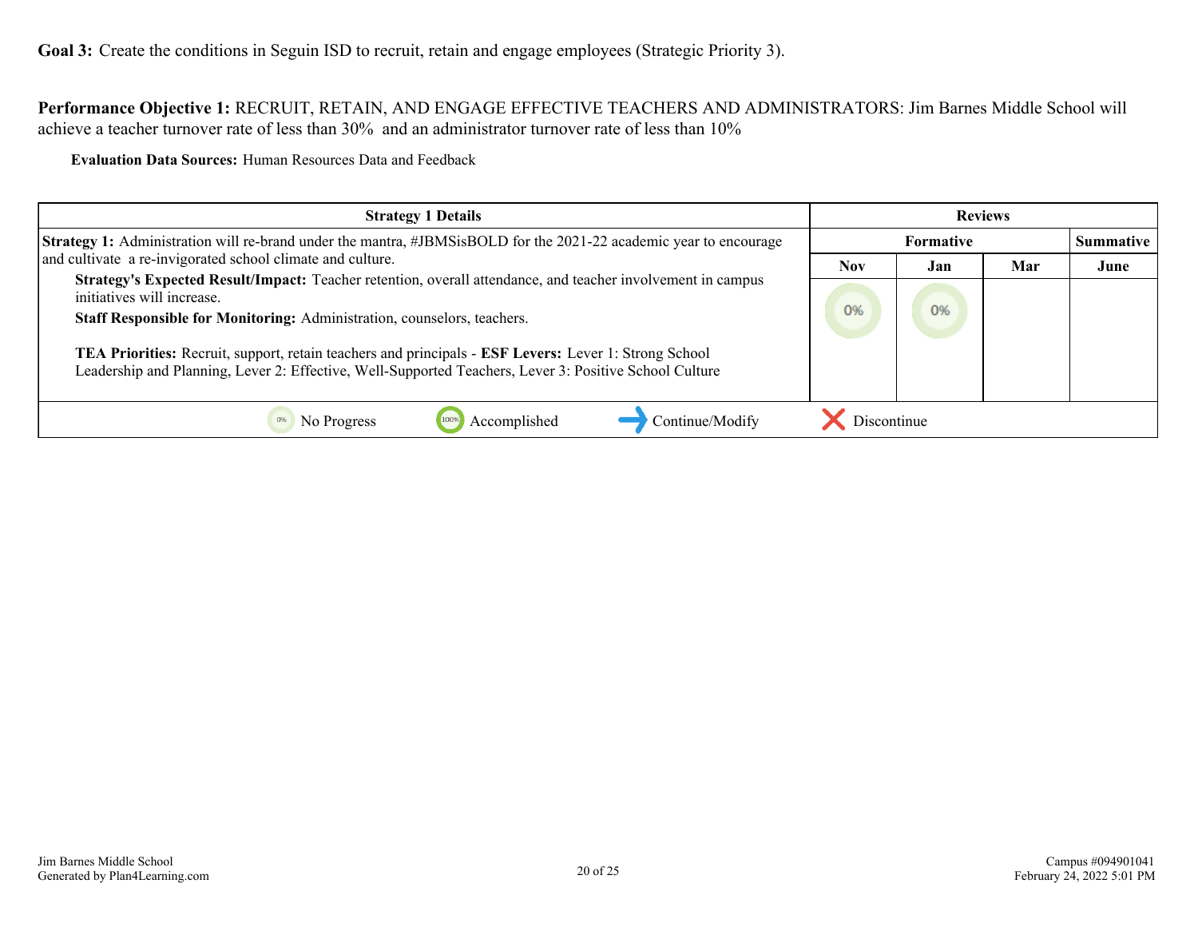**Goal 3:** Create the conditions in Seguin ISD to recruit, retain and engage employees (Strategic Priority 3).

**Performance Objective 1:** RECRUIT, RETAIN, AND ENGAGE EFFECTIVE TEACHERS AND ADMINISTRATORS: Jim Barnes Middle School will achieve a teacher turnover rate of less than 30% and an administrator turnover rate of less than 10%

**Evaluation Data Sources:** Human Resources Data and Feedback

| Strategy 1 Details | Reviews | | | |
|---|---|---|---|---|
| | Formative | | | Summative |
| | Nov | Jan | Mar | June |
| **Strategy 1:** Administration will re-brand under the mantra, #JBMSisBOLD for the 2021-22 academic year to encourage and cultivate a re-invigorated school climate and culture.<br>**Strategy's Expected Result/Impact:** Teacher retention, overall attendance, and teacher involvement in campus initiatives will increase.<br>**Staff Responsible for Monitoring:** Administration, counselors, teachers.<br><br>**TEA Priorities:** Recruit, support, retain teachers and principals - **ESF Levers:** Lever 1: Strong School Leadership and Planning, Lever 2: Effective, Well-Supported Teachers, Lever 3: Positive School Culture | 0% | 0% | | |

0% No Progress | 100% Accomplished | Continue/Modify | Discontinue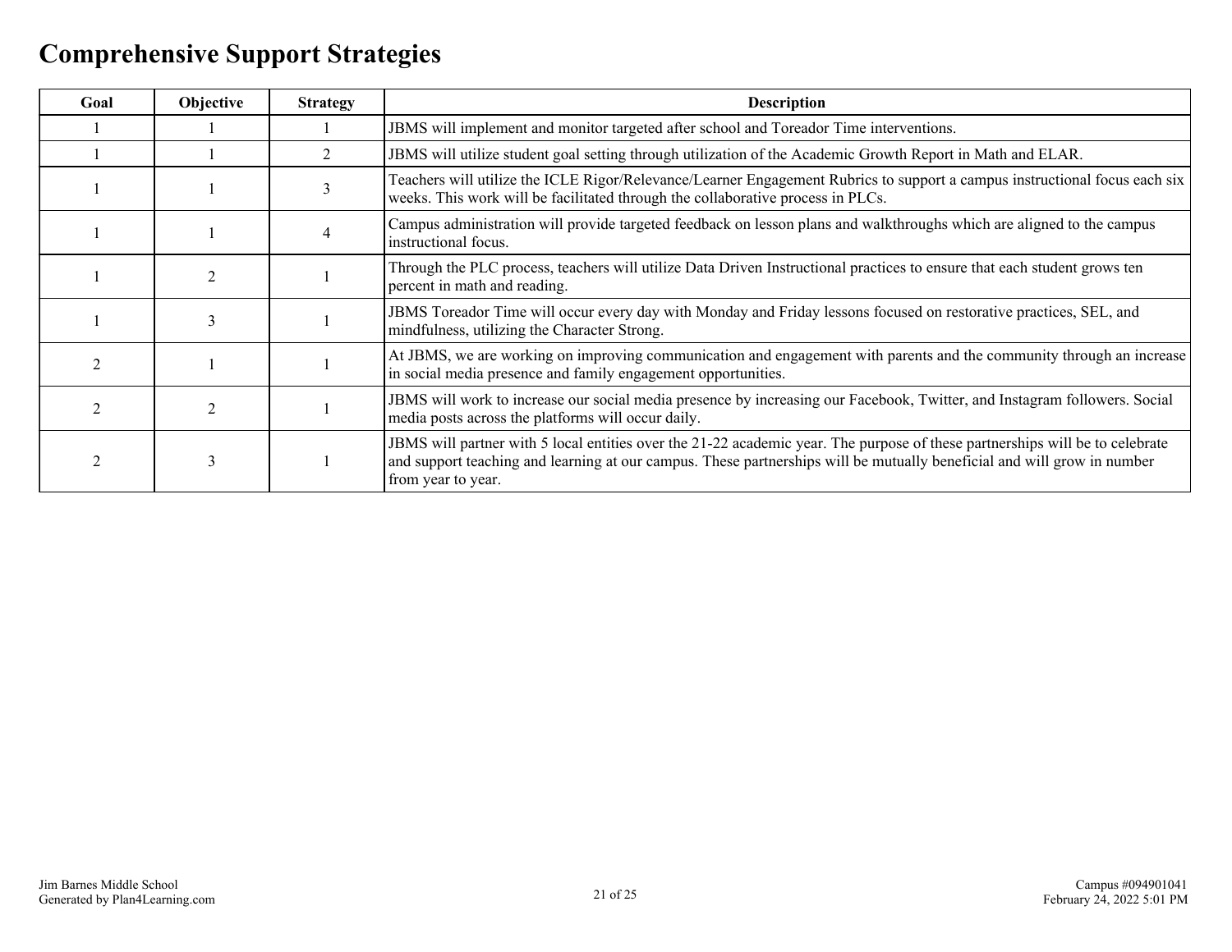# Comprehensive Support Strategies

| Goal | Objective | Strategy | Description |
|---|---|---|---|
| 1 | 1 | 1 | JBMS will implement and monitor targeted after school and Toreador Time interventions. |
| 1 | 1 | 2 | JBMS will utilize student goal setting through utilization of the Academic Growth Report in Math and ELAR. |
| 1 | 1 | 3 | Teachers will utilize the ICLE Rigor/Relevance/Learner Engagement Rubrics to support a campus instructional focus each six weeks. This work will be facilitated through the collaborative process in PLCs. |
| 1 | 1 | 4 | Campus administration will provide targeted feedback on lesson plans and walkthroughs which are aligned to the campus instructional focus. |
| 1 | 2 | 1 | Through the PLC process, teachers will utilize Data Driven Instructional practices to ensure that each student grows ten percent in math and reading. |
| 1 | 3 | 1 | JBMS Toreador Time will occur every day with Monday and Friday lessons focused on restorative practices, SEL, and mindfulness, utilizing the Character Strong. |
| 2 | 1 | 1 | At JBMS, we are working on improving communication and engagement with parents and the community through an increase in social media presence and family engagement opportunities. |
| 2 | 2 | 1 | JBMS will work to increase our social media presence by increasing our Facebook, Twitter, and Instagram followers. Social media posts across the platforms will occur daily. |
| 2 | 3 | 1 | JBMS will partner with 5 local entities over the 21-22 academic year. The purpose of these partnerships will be to celebrate and support teaching and learning at our campus. These partnerships will be mutually beneficial and will grow in number from year to year. |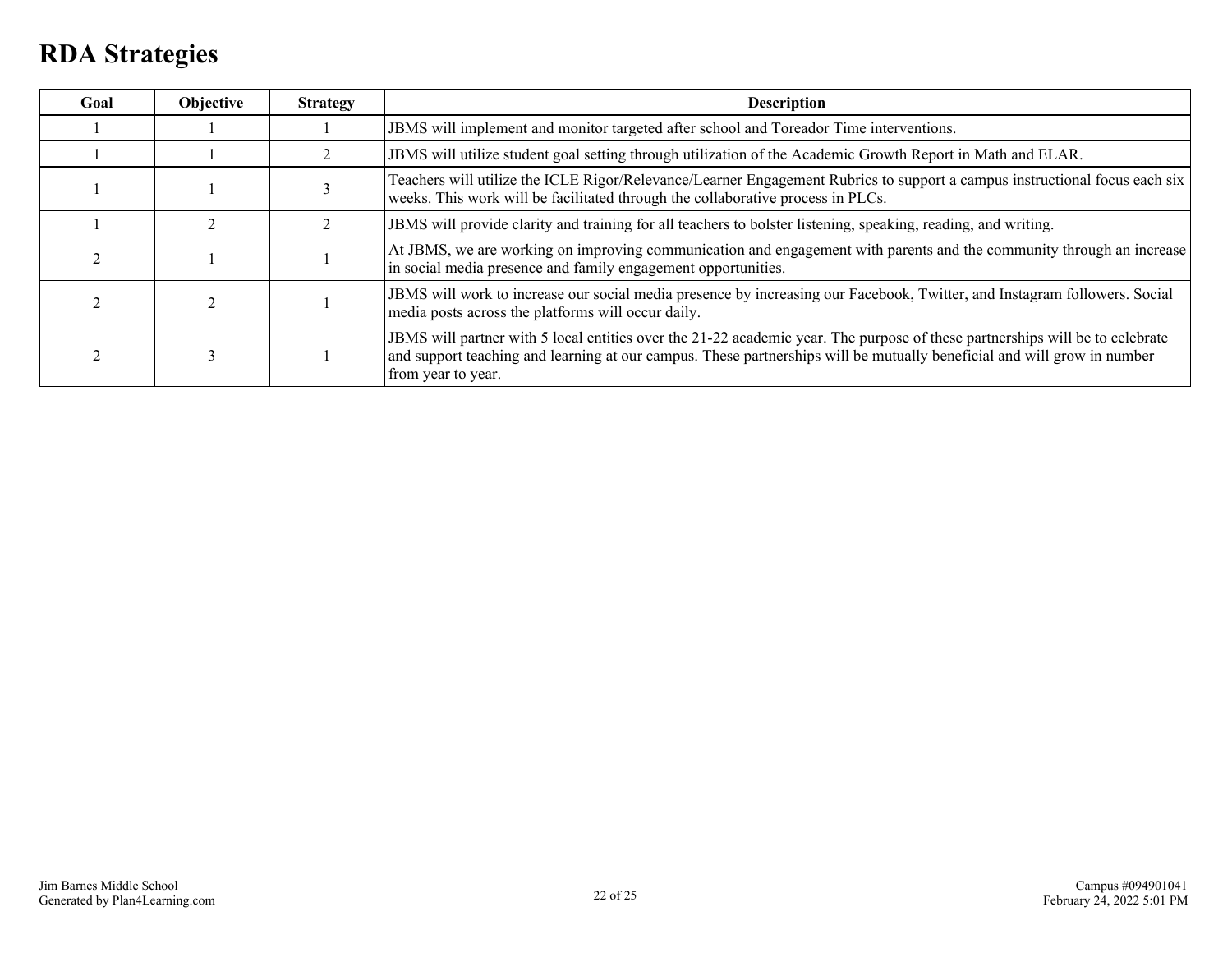# RDA Strategies

| Goal | Objective | Strategy | Description |
|---|---|---|---|
| 1 | 1 | 1 | JBMS will implement and monitor targeted after school and Toreador Time interventions. |
| 1 | 1 | 2 | JBMS will utilize student goal setting through utilization of the Academic Growth Report in Math and ELAR. |
| 1 | 1 | 3 | Teachers will utilize the ICLE Rigor/Relevance/Learner Engagement Rubrics to support a campus instructional focus each six weeks. This work will be facilitated through the collaborative process in PLCs. |
| 1 | 2 | 2 | JBMS will provide clarity and training for all teachers to bolster listening, speaking, reading, and writing. |
| 2 | 1 | 1 | At JBMS, we are working on improving communication and engagement with parents and the community through an increase in social media presence and family engagement opportunities. |
| 2 | 2 | 1 | JBMS will work to increase our social media presence by increasing our Facebook, Twitter, and Instagram followers. Social media posts across the platforms will occur daily. |
| 2 | 3 | 1 | JBMS will partner with 5 local entities over the 21-22 academic year. The purpose of these partnerships will be to celebrate and support teaching and learning at our campus. These partnerships will be mutually beneficial and will grow in number from year to year. |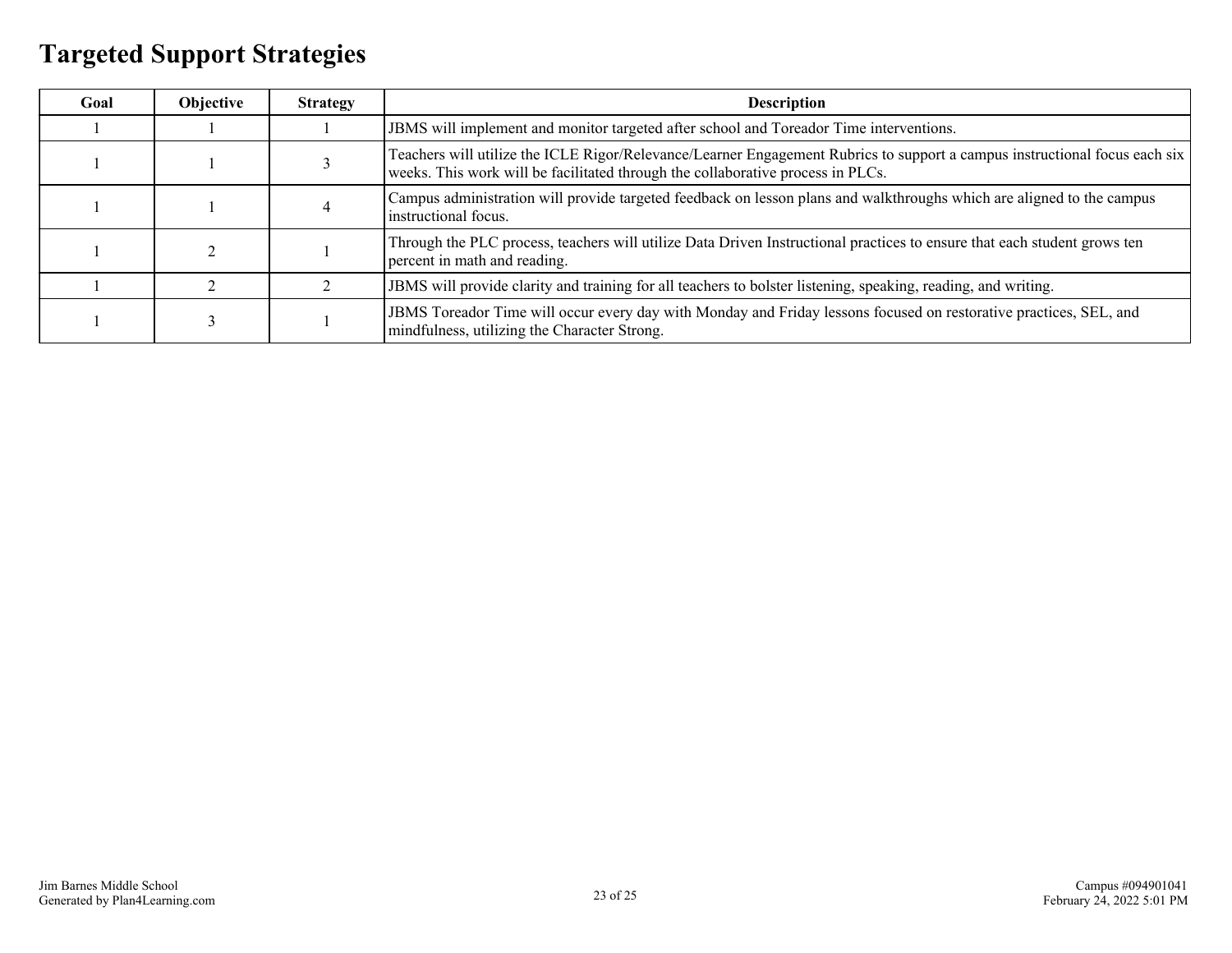# Targeted Support Strategies

| Goal | Objective | Strategy | Description |
|---|---|---|---|
| 1 | 1 | 1 | JBMS will implement and monitor targeted after school and Toreador Time interventions. |
| 1 | 1 | 3 | Teachers will utilize the ICLE Rigor/Relevance/Learner Engagement Rubrics to support a campus instructional focus each six weeks. This work will be facilitated through the collaborative process in PLCs. |
| 1 | 1 | 4 | Campus administration will provide targeted feedback on lesson plans and walkthroughs which are aligned to the campus instructional focus. |
| 1 | 2 | 1 | Through the PLC process, teachers will utilize Data Driven Instructional practices to ensure that each student grows ten percent in math and reading. |
| 1 | 2 | 2 | JBMS will provide clarity and training for all teachers to bolster listening, speaking, reading, and writing. |
| 1 | 3 | 1 | JBMS Toreador Time will occur every day with Monday and Friday lessons focused on restorative practices, SEL, and mindfulness, utilizing the Character Strong. |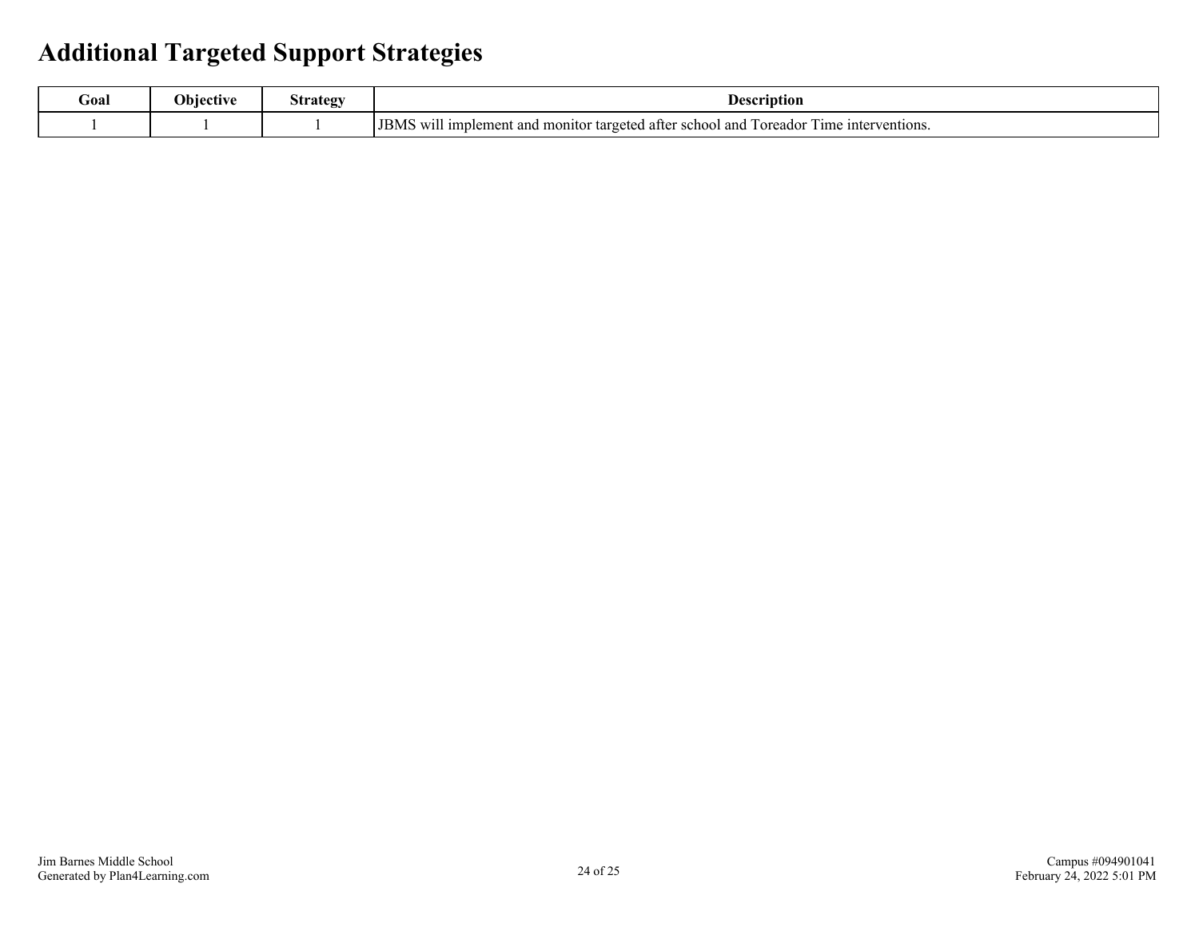# Additional Targeted Support Strategies

| Goal | Objective | Strategy | Description |
|---|---|---|---|
| 1 | 1 | 1 | JBMS will implement and monitor targeted after school and Toreador Time interventions. |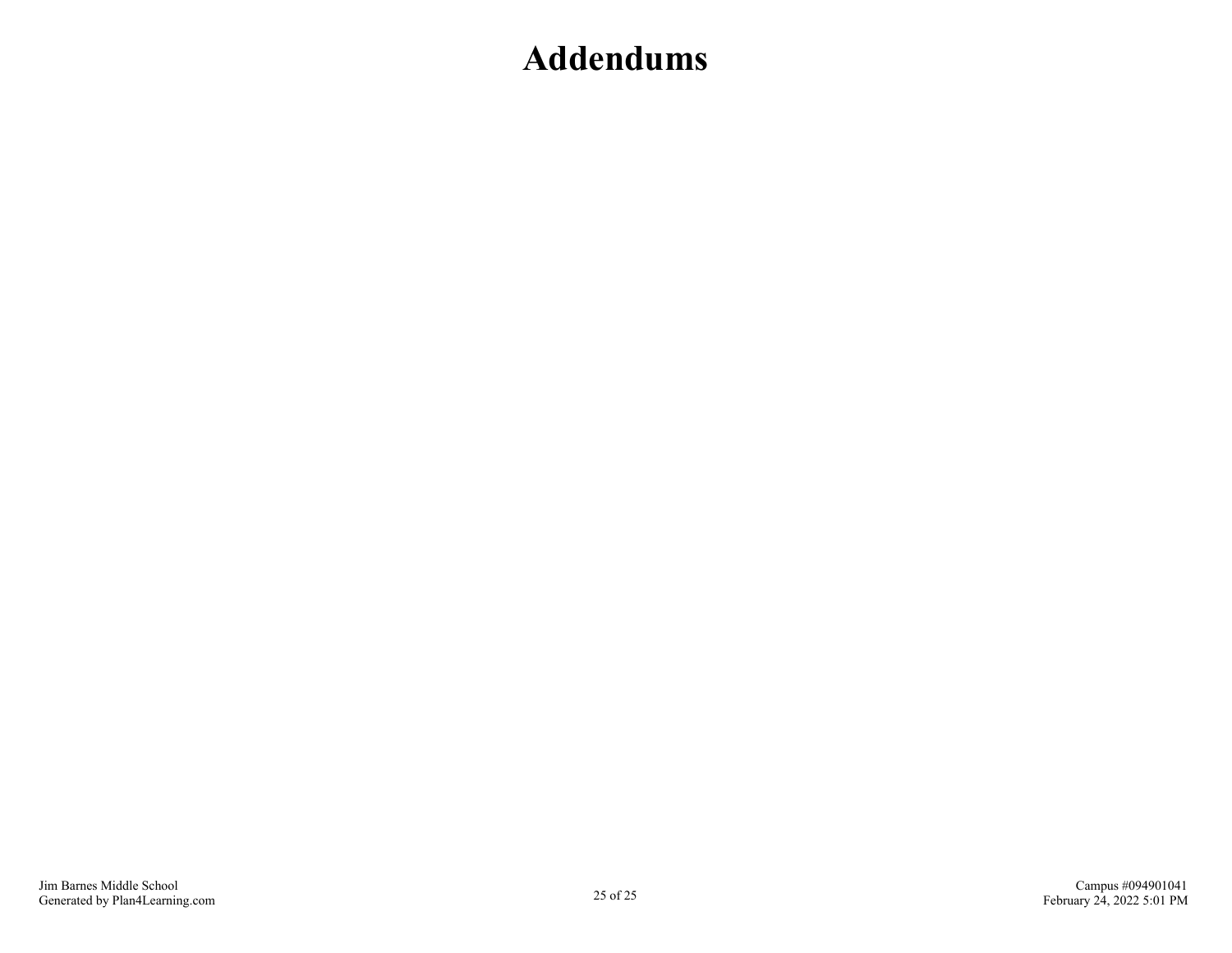# Addendums